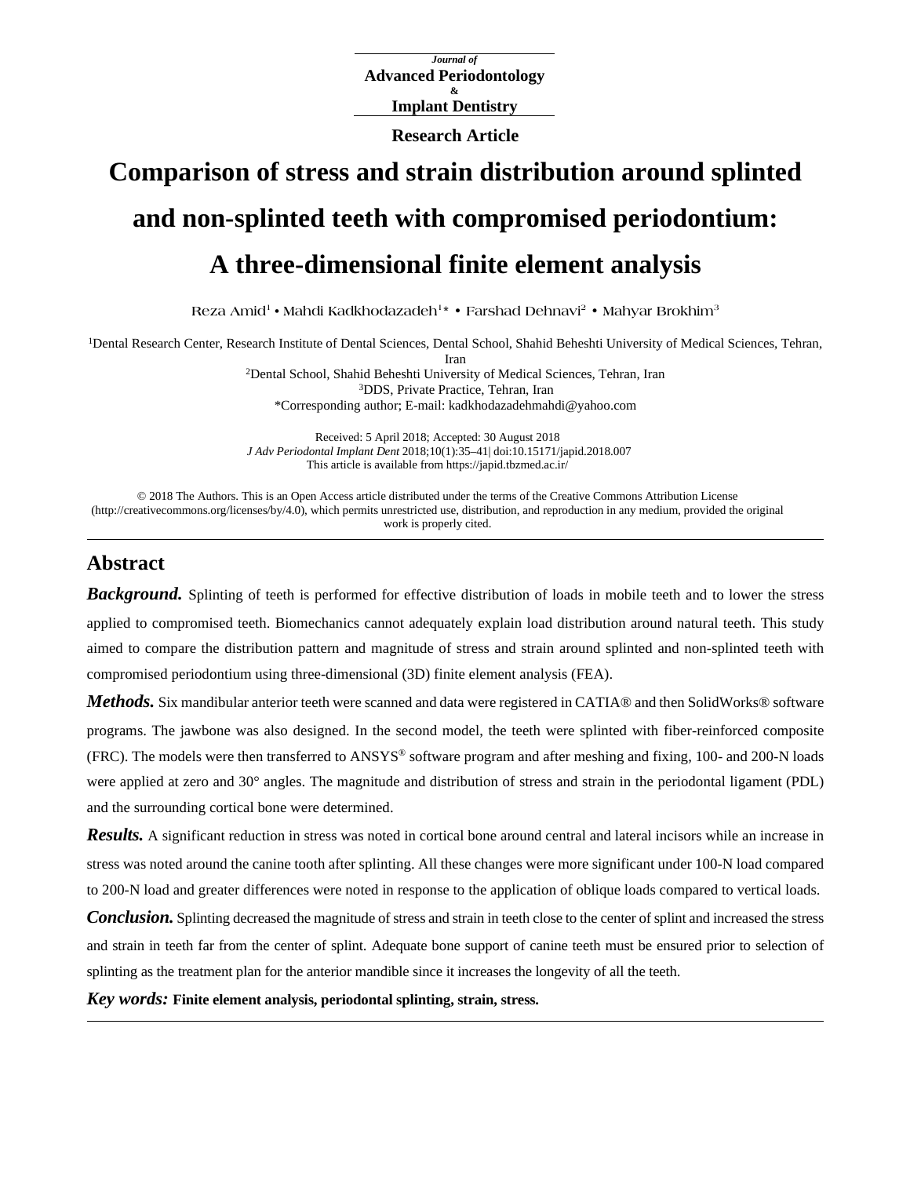Journal of
**Advanced Periodontology & Implant Dentistry**

**Research Article**

# Comparison of stress and strain distribution around splinted and non-splinted teeth with compromised periodontium: A three-dimensional finite element analysis

Reza Amid[1] • Mahdi Kadkhodazadeh[1]* • Farshad Dehnavi[2] • Mahyar Brokhim[3]

[1]Dental Research Center, Research Institute of Dental Sciences, Dental School, Shahid Beheshti University of Medical Sciences, Tehran, Iran
[2]Dental School, Shahid Beheshti University of Medical Sciences, Tehran, Iran
[3]DDS, Private Practice, Tehran, Iran
*Corresponding author; E-mail: kadkhodazadehmahdi@yahoo.com

Received: 5 April 2018; Accepted: 30 August 2018
*J Adv Periodontal Implant Dent* 2018;10(1):35–41| doi:10.15171/japid.2018.007
This article is available from https://japid.tbzmed.ac.ir/

© 2018 The Authors. This is an Open Access article distributed under the terms of the Creative Commons Attribution License (http://creativecommons.org/licenses/by/4.0), which permits unrestricted use, distribution, and reproduction in any medium, provided the original work is properly cited.

## Abstract

***Background.*** Splinting of teeth is performed for effective distribution of loads in mobile teeth and to lower the stress applied to compromised teeth. Biomechanics cannot adequately explain load distribution around natural teeth. This study aimed to compare the distribution pattern and magnitude of stress and strain around splinted and non-splinted teeth with compromised periodontium using three-dimensional (3D) finite element analysis (FEA).

***Methods.*** Six mandibular anterior teeth were scanned and data were registered in CATIA® and then SolidWorks® software programs. The jawbone was also designed. In the second model, the teeth were splinted with fiber-reinforced composite (FRC). The models were then transferred to ANSYS® software program and after meshing and fixing, 100- and 200-N loads were applied at zero and 30° angles. The magnitude and distribution of stress and strain in the periodontal ligament (PDL) and the surrounding cortical bone were determined.

***Results.*** A significant reduction in stress was noted in cortical bone around central and lateral incisors while an increase in stress was noted around the canine tooth after splinting. All these changes were more significant under 100-N load compared to 200-N load and greater differences were noted in response to the application of oblique loads compared to vertical loads.

***Conclusion.*** Splinting decreased the magnitude of stress and strain in teeth close to the center of splint and increased the stress and strain in teeth far from the center of splint. Adequate bone support of canine teeth must be ensured prior to selection of splinting as the treatment plan for the anterior mandible since it increases the longevity of all the teeth.

***Key words:*** **Finite element analysis, periodontal splinting, strain, stress.**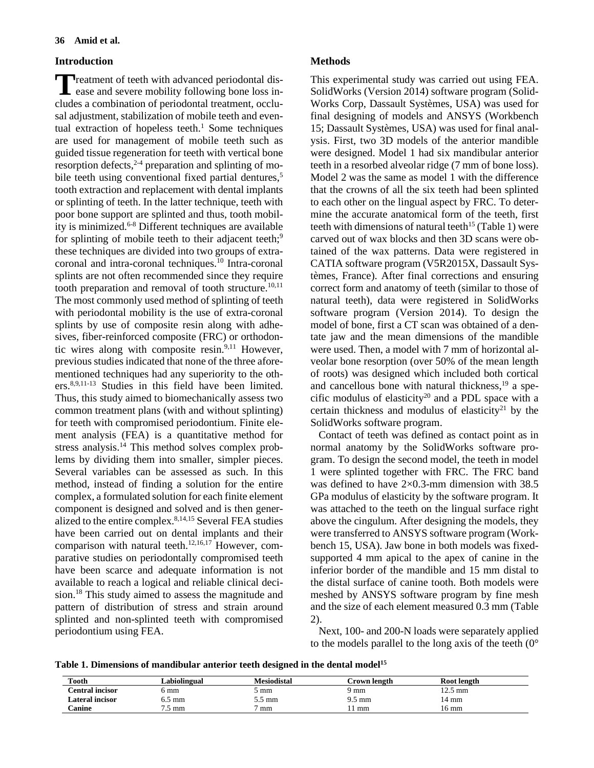## Introduction

Treatment of teeth with advanced periodontal disease and severe mobility following bone loss includes a combination of periodontal treatment, occlusal adjustment, stabilization of mobile teeth and eventual extraction of hopeless teeth.[1] Some techniques are used for management of mobile teeth such as guided tissue regeneration for teeth with vertical bone resorption defects,[2-4] preparation and splinting of mobile teeth using conventional fixed partial dentures,[5] tooth extraction and replacement with dental implants or splinting of teeth. In the latter technique, teeth with poor bone support are splinted and thus, tooth mobility is minimized.[6-8] Different techniques are available for splinting of mobile teeth to their adjacent teeth;[9] these techniques are divided into two groups of extra-coronal and intra-coronal techniques.[10] Intra-coronal splints are not often recommended since they require tooth preparation and removal of tooth structure.[10,11] The most commonly used method of splinting of teeth with periodontal mobility is the use of extra-coronal splints by use of composite resin along with adhesives, fiber-reinforced composite (FRC) or orthodontic wires along with composite resin.[9,11] However, previous studies indicated that none of the three aforementioned techniques had any superiority to the others.[8,9,11-13] Studies in this field have been limited. Thus, this study aimed to biomechanically assess two common treatment plans (with and without splinting) for teeth with compromised periodontium. Finite element analysis (FEA) is a quantitative method for stress analysis.[14] This method solves complex problems by dividing them into smaller, simpler pieces. Several variables can be assessed as such. In this method, instead of finding a solution for the entire complex, a formulated solution for each finite element component is designed and solved and is then generalized to the entire complex.[8,14,15] Several FEA studies have been carried out on dental implants and their comparison with natural teeth.[12,16,17] However, comparative studies on periodontally compromised teeth have been scarce and adequate information is not available to reach a logical and reliable clinical decision.[18] This study aimed to assess the magnitude and pattern of distribution of stress and strain around splinted and non-splinted teeth with compromised periodontium using FEA.

## Methods

This experimental study was carried out using FEA. SolidWorks (Version 2014) software program (SolidWorks Corp, Dassault Systèmes, USA) was used for final designing of models and ANSYS (Workbench 15; Dassault Systèmes, USA) was used for final analysis. First, two 3D models of the anterior mandible were designed. Model 1 had six mandibular anterior teeth in a resorbed alveolar ridge (7 mm of bone loss). Model 2 was the same as model 1 with the difference that the crowns of all the six teeth had been splinted to each other on the lingual aspect by FRC. To determine the accurate anatomical form of the teeth, first teeth with dimensions of natural teeth[15] (Table 1) were carved out of wax blocks and then 3D scans were obtained of the wax patterns. Data were registered in CATIA software program (V5R2015X, Dassault Systèmes, France). After final corrections and ensuring correct form and anatomy of teeth (similar to those of natural teeth), data were registered in SolidWorks software program (Version 2014). To design the model of bone, first a CT scan was obtained of a dentate jaw and the mean dimensions of the mandible were used. Then, a model with 7 mm of horizontal alveolar bone resorption (over 50% of the mean length of roots) was designed which included both cortical and cancellous bone with natural thickness,[19] a specific modulus of elasticity[20] and a PDL space with a certain thickness and modulus of elasticity[21] by the SolidWorks software program.

Contact of teeth was defined as contact point as in normal anatomy by the SolidWorks software program. To design the second model, the teeth in model 1 were splinted together with FRC. The FRC band was defined to have 2×0.3-mm dimension with 38.5 GPa modulus of elasticity by the software program. It was attached to the teeth on the lingual surface right above the cingulum. After designing the models, they were transferred to ANSYS software program (Workbench 15, USA). Jaw bone in both models was fixed-supported 4 mm apical to the apex of canine in the inferior border of the mandible and 15 mm distal to the distal surface of canine tooth. Both models were meshed by ANSYS software program by fine mesh and the size of each element measured 0.3 mm (Table 2).

Next, 100- and 200-N loads were separately applied to the models parallel to the long axis of the teeth (0°

**Table 1. Dimensions of mandibular anterior teeth designed in the dental model[15]**

| Tooth | Labiolingual | Mesiodistal | Crown length | Root length |
|---|---|---|---|---|
| **Central incisor** | 6 mm | 5 mm | 9 mm | 12.5 mm |
| **Lateral incisor** | 6.5 mm | 5.5 mm | 9.5 mm | 14 mm |
| **Canine** | 7.5 mm | 7 mm | 11 mm | 16 mm |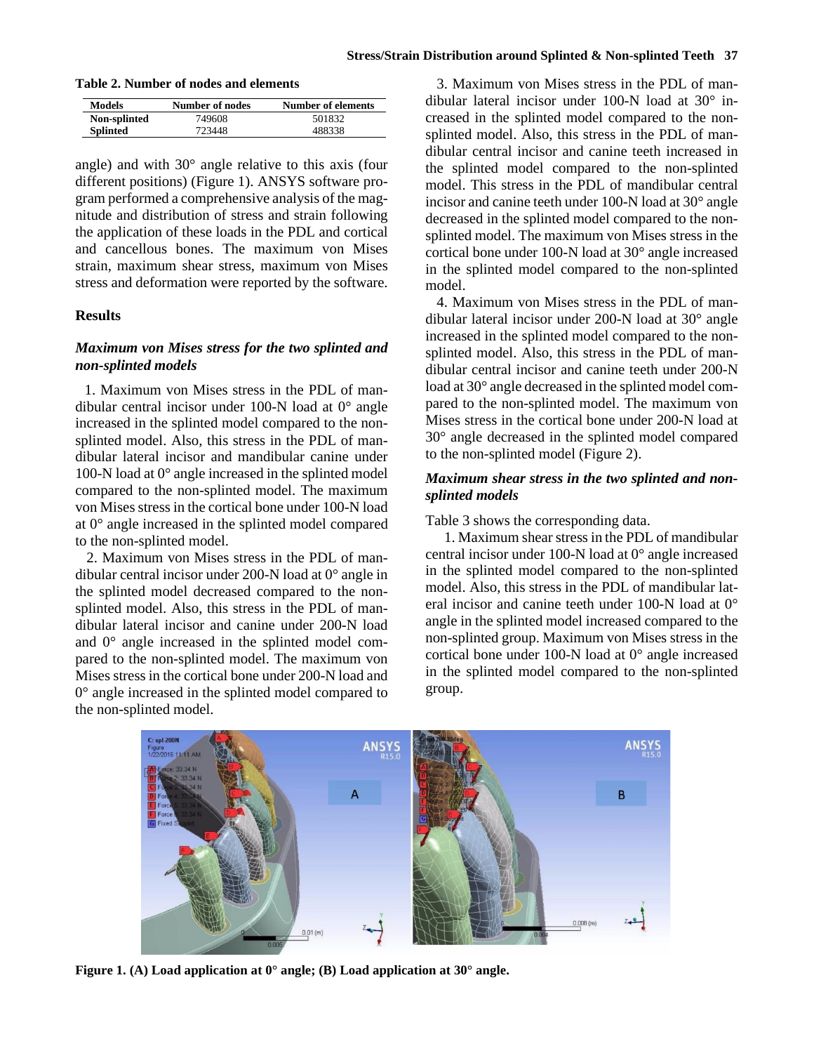**Table 2. Number of nodes and elements**

| Models | Number of nodes | Number of elements |
|---|---|---|
| **Non-splinted** | 749608 | 501832 |
| **Splinted** | 723448 | 488338 |

angle) and with 30° angle relative to this axis (four different positions) (Figure 1). ANSYS software program performed a comprehensive analysis of the magnitude and distribution of stress and strain following the application of these loads in the PDL and cortical and cancellous bones. The maximum von Mises strain, maximum shear stress, maximum von Mises stress and deformation were reported by the software.

## Results

### *Maximum von Mises stress for the two splinted and non-splinted models*

1. Maximum von Mises stress in the PDL of mandibular central incisor under 100-N load at 0° angle increased in the splinted model compared to the non-splinted model. Also, this stress in the PDL of mandibular lateral incisor and mandibular canine under 100-N load at 0° angle increased in the splinted model compared to the non-splinted model. The maximum von Mises stress in the cortical bone under 100-N load at 0° angle increased in the splinted model compared to the non-splinted model.

2. Maximum von Mises stress in the PDL of mandibular central incisor under 200-N load at 0° angle in the splinted model decreased compared to the non-splinted model. Also, this stress in the PDL of mandibular lateral incisor and canine under 200-N load and 0° angle increased in the splinted model compared to the non-splinted model. The maximum von Mises stress in the cortical bone under 200-N load and 0° angle increased in the splinted model compared to the non-splinted model.

3. Maximum von Mises stress in the PDL of mandibular lateral incisor under 100-N load at 30° increased in the splinted model compared to the non-splinted model. Also, this stress in the PDL of mandibular central incisor and canine teeth increased in the splinted model compared to the non-splinted model. This stress in the PDL of mandibular central incisor and canine teeth under 100-N load at 30° angle decreased in the splinted model compared to the non-splinted model. The maximum von Mises stress in the cortical bone under 100-N load at 30° angle increased in the splinted model compared to the non-splinted model.

4. Maximum von Mises stress in the PDL of mandibular lateral incisor under 200-N load at 30° angle increased in the splinted model compared to the non-splinted model. Also, this stress in the PDL of mandibular central incisor and canine teeth under 200-N load at 30° angle decreased in the splinted model compared to the non-splinted model. The maximum von Mises stress in the cortical bone under 200-N load at 30° angle decreased in the splinted model compared to the non-splinted model (Figure 2).

### *Maximum shear stress in the two splinted and non-splinted models*

Table 3 shows the corresponding data.

1. Maximum shear stress in the PDL of mandibular central incisor under 100-N load at 0° angle increased in the splinted model compared to the non-splinted model. Also, this stress in the PDL of mandibular lateral incisor and canine teeth under 100-N load at 0° angle in the splinted model increased compared to the non-splinted group. Maximum von Mises stress in the cortical bone under 100-N load at 0° angle increased in the splinted model compared to the non-splinted group.

**Figure 1. (A) Load application at 0° angle; (B) Load application at 30° angle.**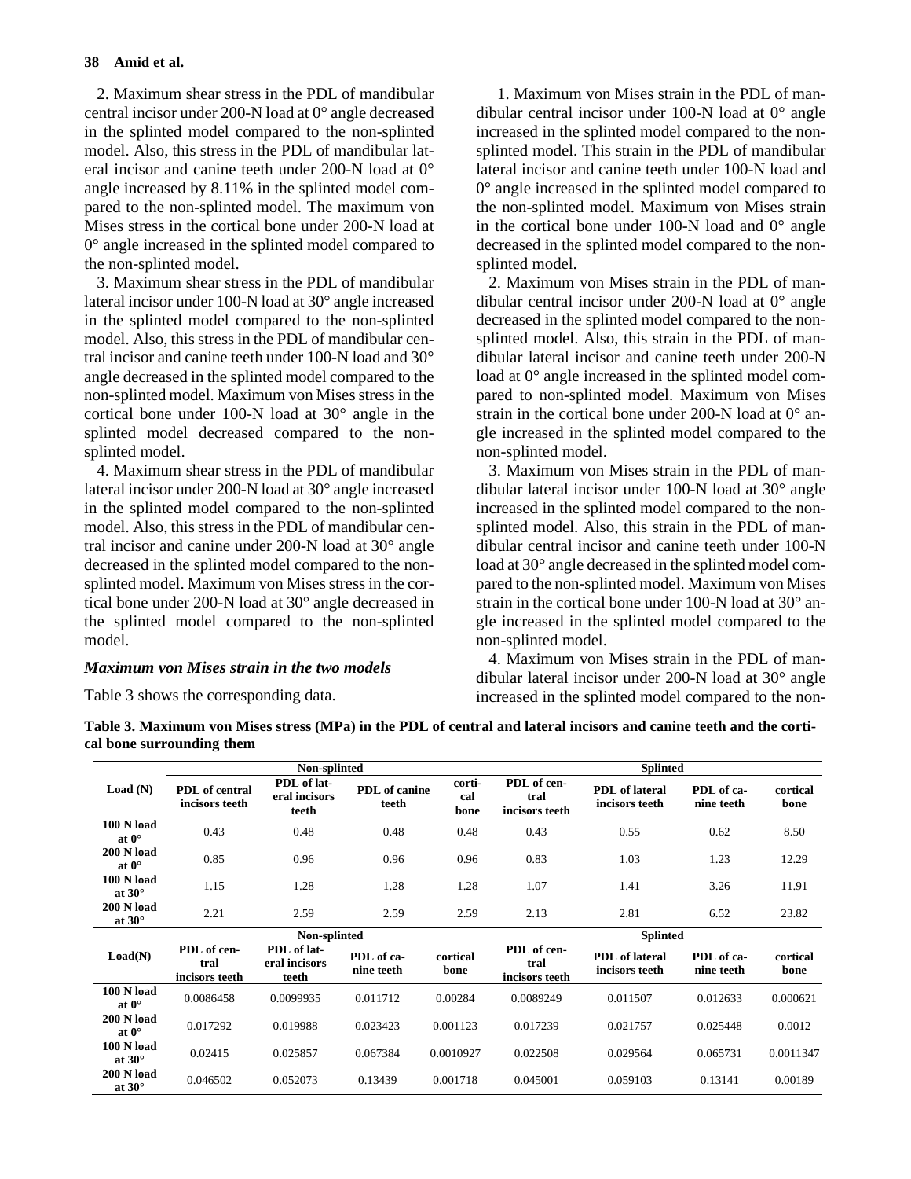2. Maximum shear stress in the PDL of mandibular central incisor under 200-N load at 0° angle decreased in the splinted model compared to the non-splinted model. Also, this stress in the PDL of mandibular lateral incisor and canine teeth under 200-N load at 0° angle increased by 8.11% in the splinted model compared to the non-splinted model. The maximum von Mises stress in the cortical bone under 200-N load at 0° angle increased in the splinted model compared to the non-splinted model.

3. Maximum shear stress in the PDL of mandibular lateral incisor under 100-N load at 30° angle increased in the splinted model compared to the non-splinted model. Also, this stress in the PDL of mandibular central incisor and canine teeth under 100-N load and 30° angle decreased in the splinted model compared to the non-splinted model. Maximum von Mises stress in the cortical bone under 100-N load at 30° angle in the splinted model decreased compared to the non-splinted model.

4. Maximum shear stress in the PDL of mandibular lateral incisor under 200-N load at 30° angle increased in the splinted model compared to the non-splinted model. Also, this stress in the PDL of mandibular central incisor and canine under 200-N load at 30° angle decreased in the splinted model compared to the non-splinted model. Maximum von Mises stress in the cortical bone under 200-N load at 30° angle decreased in the splinted model compared to the non-splinted model.

### *Maximum von Mises strain in the two models*

Table 3 shows the corresponding data.

1. Maximum von Mises strain in the PDL of mandibular central incisor under 100-N load at 0° angle increased in the splinted model compared to the non-splinted model. This strain in the PDL of mandibular lateral incisor and canine teeth under 100-N load and 0° angle increased in the splinted model compared to the non-splinted model. Maximum von Mises strain in the cortical bone under 100-N load and 0° angle decreased in the splinted model compared to the non-splinted model.

2. Maximum von Mises strain in the PDL of mandibular central incisor under 200-N load at 0° angle decreased in the splinted model compared to the non-splinted model. Also, this strain in the PDL of mandibular lateral incisor and canine teeth under 200-N load at 0° angle increased in the splinted model compared to non-splinted model. Maximum von Mises strain in the cortical bone under 200-N load at 0° angle increased in the splinted model compared to the non-splinted model.

3. Maximum von Mises strain in the PDL of mandibular lateral incisor under 100-N load at 30° angle increased in the splinted model compared to the non-splinted model. Also, this strain in the PDL of mandibular central incisor and canine teeth under 100-N load at 30° angle decreased in the splinted model compared to the non-splinted model. Maximum von Mises strain in the cortical bone under 100-N load at 30° angle increased in the splinted model compared to the non-splinted model.

4. Maximum von Mises strain in the PDL of mandibular lateral incisor under 200-N load at 30° angle increased in the splinted model compared to the non-

**Table 3. Maximum von Mises stress (MPa) in the PDL of central and lateral incisors and canine teeth and the cortical bone surrounding them**

| Load (N) | Non-splinted | | | | Splinted | | | |
|---|---|---|---|---|---|---|---|---|
| | PDL of central incisors teeth | PDL of lateral incisors teeth | PDL of canine teeth | cortical bone | PDL of central incisors teeth | PDL of lateral incisors teeth | PDL of canine teeth | cortical bone |
| 100 N load at 0° | 0.43 | 0.48 | 0.48 | 0.48 | 0.43 | 0.55 | 0.62 | 8.50 |
| 200 N load at 0° | 0.85 | 0.96 | 0.96 | 0.96 | 0.83 | 1.03 | 1.23 | 12.29 |
| 100 N load at 30° | 1.15 | 1.28 | 1.28 | 1.28 | 1.07 | 1.41 | 3.26 | 11.91 |
| 200 N load at 30° | 2.21 | 2.59 | 2.59 | 2.59 | 2.13 | 2.81 | 6.52 | 23.82 |
| **Load(N)** | **Non-splinted** | | | | **Splinted** | | | |
| | PDL of central incisors teeth | PDL of lateral incisors teeth | PDL of canine teeth | cortical bone | PDL of central incisors teeth | PDL of lateral incisors teeth | PDL of canine teeth | cortical bone |
| 100 N load at 0° | 0.0086458 | 0.0099935 | 0.011712 | 0.00284 | 0.0089249 | 0.011507 | 0.012633 | 0.000621 |
| 200 N load at 0° | 0.017292 | 0.019988 | 0.023423 | 0.001123 | 0.017239 | 0.021757 | 0.025448 | 0.0012 |
| 100 N load at 30° | 0.02415 | 0.025857 | 0.067384 | 0.0010927 | 0.022508 | 0.029564 | 0.065731 | 0.0011347 |
| 200 N load at 30° | 0.046502 | 0.052073 | 0.13439 | 0.001718 | 0.045001 | 0.059103 | 0.13141 | 0.00189 |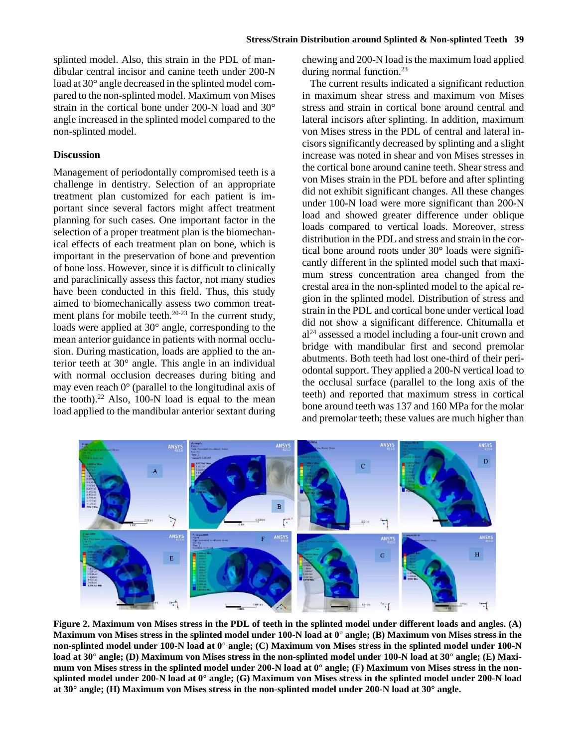splinted model. Also, this strain in the PDL of mandibular central incisor and canine teeth under 200-N load at 30° angle decreased in the splinted model compared to the non-splinted model. Maximum von Mises strain in the cortical bone under 200-N load and 30° angle increased in the splinted model compared to the non-splinted model.

## Discussion

Management of periodontally compromised teeth is a challenge in dentistry. Selection of an appropriate treatment plan customized for each patient is important since several factors might affect treatment planning for such cases. One important factor in the selection of a proper treatment plan is the biomechanical effects of each treatment plan on bone, which is important in the preservation of bone and prevention of bone loss. However, since it is difficult to clinically and paraclinically assess this factor, not many studies have been conducted in this field. Thus, this study aimed to biomechanically assess two common treatment plans for mobile teeth.[20-23] In the current study, loads were applied at 30° angle, corresponding to the mean anterior guidance in patients with normal occlusion. During mastication, loads are applied to the anterior teeth at 30° angle. This angle in an individual with normal occlusion decreases during biting and may even reach 0° (parallel to the longitudinal axis of the tooth).[22] Also, 100-N load is equal to the mean load applied to the mandibular anterior sextant during chewing and 200-N load is the maximum load applied during normal function.[23]

The current results indicated a significant reduction in maximum shear stress and maximum von Mises stress and strain in cortical bone around central and lateral incisors after splinting. In addition, maximum von Mises stress in the PDL of central and lateral incisors significantly decreased by splinting and a slight increase was noted in shear and von Mises stresses in the cortical bone around canine teeth. Shear stress and von Mises strain in the PDL before and after splinting did not exhibit significant changes. All these changes under 100-N load were more significant than 200-N load and showed greater difference under oblique loads compared to vertical loads. Moreover, stress distribution in the PDL and stress and strain in the cortical bone around roots under 30° loads were significantly different in the splinted model such that maximum stress concentration area changed from the crestal area in the non-splinted model to the apical region in the splinted model. Distribution of stress and strain in the PDL and cortical bone under vertical load did not show a significant difference. Chitumalla et al[24] assessed a model including a four-unit crown and bridge with mandibular first and second premolar abutments. Both teeth had lost one-third of their periodontal support. They applied a 200-N vertical load to the occlusal surface (parallel to the long axis of the teeth) and reported that maximum stress in cortical bone around teeth was 137 and 160 MPa for the molar and premolar teeth; these values are much higher than

**Figure 2. Maximum von Mises stress in the PDL of teeth in the splinted model under different loads and angles. (A) Maximum von Mises stress in the splinted model under 100-N load at 0° angle; (B) Maximum von Mises stress in the non-splinted model under 100-N load at 0° angle; (C) Maximum von Mises stress in the splinted model under 100-N load at 30° angle; (D) Maximum von Mises stress in the non-splinted model under 100-N load at 30° angle; (E) Maximum von Mises stress in the splinted model under 200-N load at 0° angle; (F) Maximum von Mises stress in the non-splinted model under 200-N load at 0° angle; (G) Maximum von Mises stress in the splinted model under 200-N load at 30° angle; (H) Maximum von Mises stress in the non-splinted model under 200-N load at 30° angle.**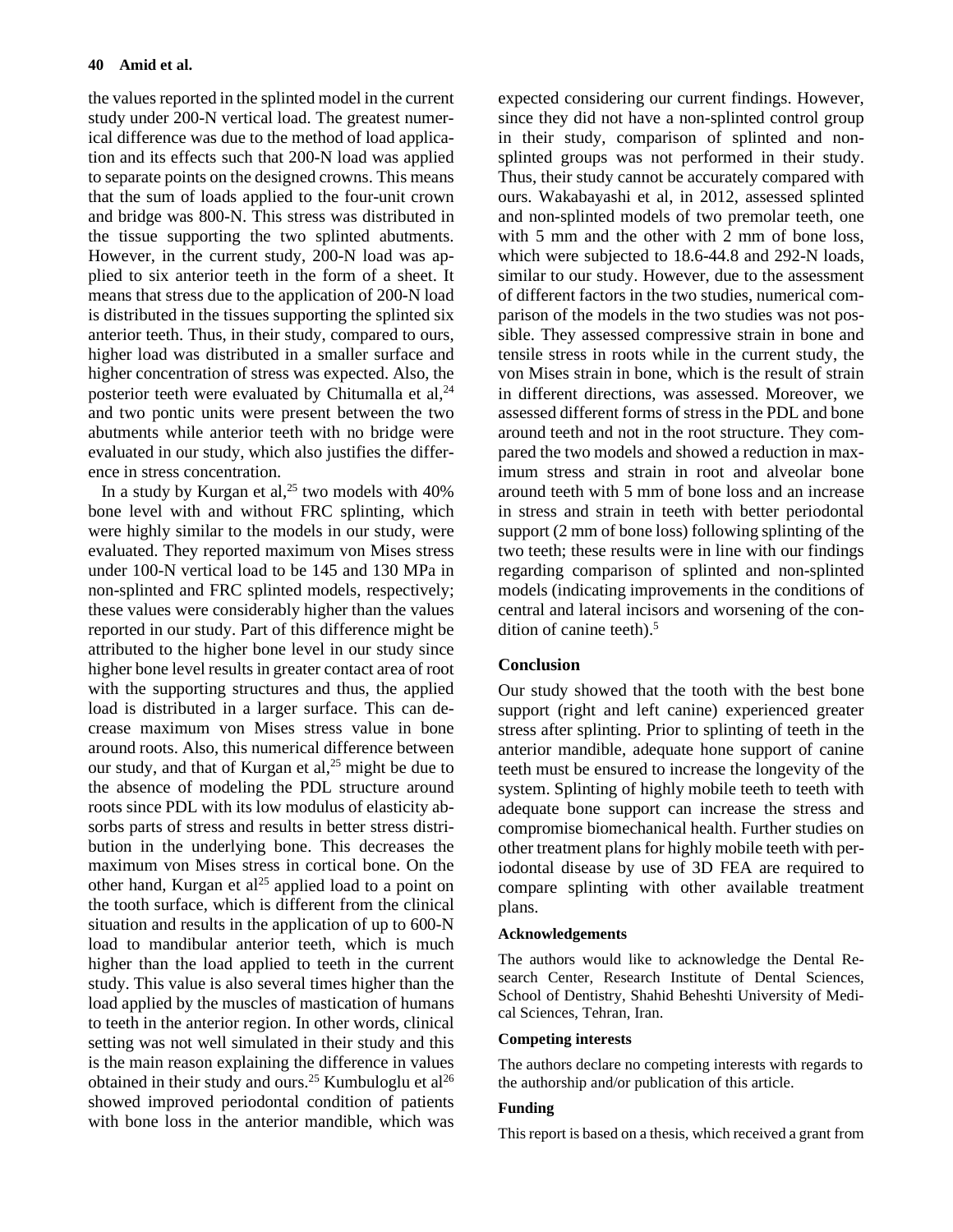the values reported in the splinted model in the current study under 200-N vertical load. The greatest numerical difference was due to the method of load application and its effects such that 200-N load was applied to separate points on the designed crowns. This means that the sum of loads applied to the four-unit crown and bridge was 800-N. This stress was distributed in the tissue supporting the two splinted abutments. However, in the current study, 200-N load was applied to six anterior teeth in the form of a sheet. It means that stress due to the application of 200-N load is distributed in the tissues supporting the splinted six anterior teeth. Thus, in their study, compared to ours, higher load was distributed in a smaller surface and higher concentration of stress was expected. Also, the posterior teeth were evaluated by Chitumalla et al,[24] and two pontic units were present between the two abutments while anterior teeth with no bridge were evaluated in our study, which also justifies the difference in stress concentration.

In a study by Kurgan et al,[25] two models with 40% bone level with and without FRC splinting, which were highly similar to the models in our study, were evaluated. They reported maximum von Mises stress under 100-N vertical load to be 145 and 130 MPa in non-splinted and FRC splinted models, respectively; these values were considerably higher than the values reported in our study. Part of this difference might be attributed to the higher bone level in our study since higher bone level results in greater contact area of root with the supporting structures and thus, the applied load is distributed in a larger surface. This can decrease maximum von Mises stress value in bone around roots. Also, this numerical difference between our study, and that of Kurgan et al,[25] might be due to the absence of modeling the PDL structure around roots since PDL with its low modulus of elasticity absorbs parts of stress and results in better stress distribution in the underlying bone. This decreases the maximum von Mises stress in cortical bone. On the other hand, Kurgan et al[25] applied load to a point on the tooth surface, which is different from the clinical situation and results in the application of up to 600-N load to mandibular anterior teeth, which is much higher than the load applied to teeth in the current study. This value is also several times higher than the load applied by the muscles of mastication of humans to teeth in the anterior region. In other words, clinical setting was not well simulated in their study and this is the main reason explaining the difference in values obtained in their study and ours.[25] Kumbuloglu et al[26] showed improved periodontal condition of patients with bone loss in the anterior mandible, which was expected considering our current findings. However, since they did not have a non-splinted control group in their study, comparison of splinted and non-splinted groups was not performed in their study. Thus, their study cannot be accurately compared with ours. Wakabayashi et al, in 2012, assessed splinted and non-splinted models of two premolar teeth, one with 5 mm and the other with 2 mm of bone loss, which were subjected to 18.6-44.8 and 292-N loads, similar to our study. However, due to the assessment of different factors in the two studies, numerical comparison of the models in the two studies was not possible. They assessed compressive strain in bone and tensile stress in roots while in the current study, the von Mises strain in bone, which is the result of strain in different directions, was assessed. Moreover, we assessed different forms of stress in the PDL and bone around teeth and not in the root structure. They compared the two models and showed a reduction in maximum stress and strain in root and alveolar bone around teeth with 5 mm of bone loss and an increase in stress and strain in teeth with better periodontal support (2 mm of bone loss) following splinting of the two teeth; these results were in line with our findings regarding comparison of splinted and non-splinted models (indicating improvements in the conditions of central and lateral incisors and worsening of the condition of canine teeth).[5]

## Conclusion

Our study showed that the tooth with the best bone support (right and left canine) experienced greater stress after splinting. Prior to splinting of teeth in the anterior mandible, adequate hone support of canine teeth must be ensured to increase the longevity of the system. Splinting of highly mobile teeth to teeth with adequate bone support can increase the stress and compromise biomechanical health. Further studies on other treatment plans for highly mobile teeth with periodontal disease by use of 3D FEA are required to compare splinting with other available treatment plans.

### Acknowledgements

The authors would like to acknowledge the Dental Research Center, Research Institute of Dental Sciences, School of Dentistry, Shahid Beheshti University of Medical Sciences, Tehran, Iran.

### Competing interests

The authors declare no competing interests with regards to the authorship and/or publication of this article.

### Funding

This report is based on a thesis, which received a grant from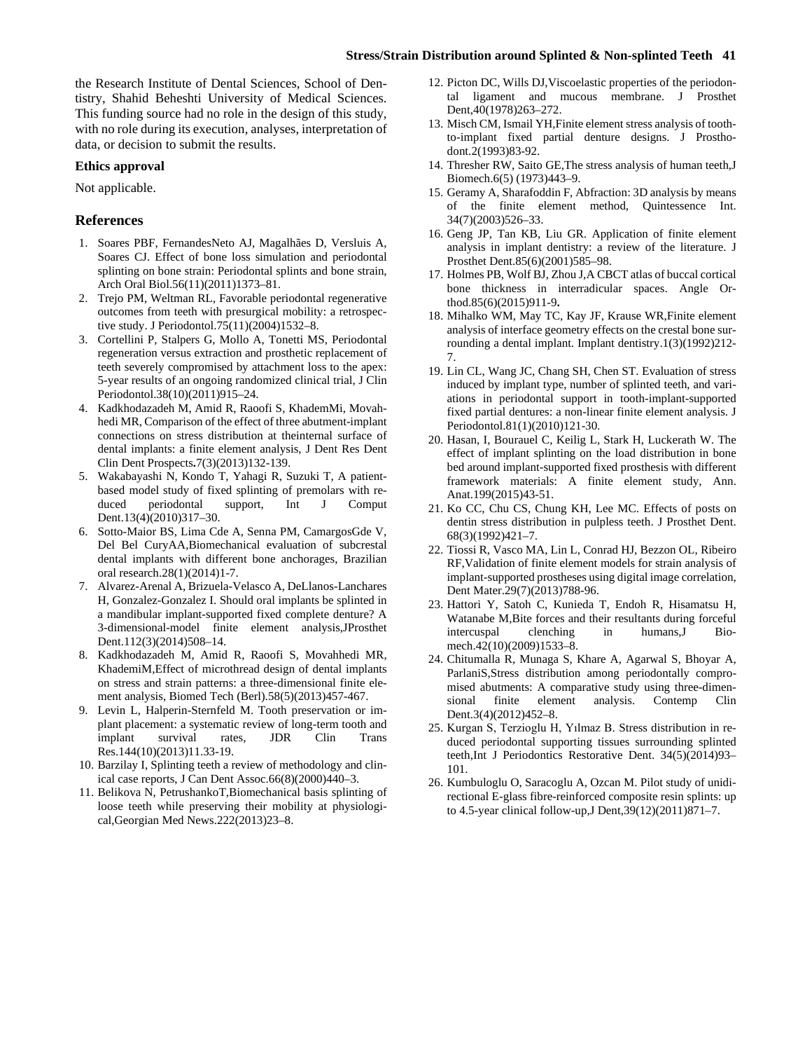the Research Institute of Dental Sciences, School of Dentistry, Shahid Beheshti University of Medical Sciences. This funding source had no role in the design of this study, with no role during its execution, analyses, interpretation of data, or decision to submit the results.

### Ethics approval

Not applicable.

## References

1. Soares PBF, FernandesNeto AJ, Magalhães D, Versluis A, Soares CJ. Effect of bone loss simulation and periodontal splinting on bone strain: Periodontal splints and bone strain, Arch Oral Biol.56(11)(2011)1373–81.
2. Trejo PM, Weltman RL, Favorable periodontal regenerative outcomes from teeth with presurgical mobility: a retrospective study. J Periodontol.75(11)(2004)1532–8.
3. Cortellini P, Stalpers G, Mollo A, Tonetti MS, Periodontal regeneration versus extraction and prosthetic replacement of teeth severely compromised by attachment loss to the apex: 5-year results of an ongoing randomized clinical trial, J Clin Periodontol.38(10)(2011)915–24.
4. Kadkhodazadeh M, Amid R, Raoofi S, KhademMi, Movahhedi MR, Comparison of the effect of three abutment-implant connections on stress distribution at theinternal surface of dental implants: a finite element analysis, J Dent Res Dent Clin Dent Prospects**.**7(3)(2013)132-139.
5. Wakabayashi N, Kondo T, Yahagi R, Suzuki T, A patient-based model study of fixed splinting of premolars with reduced periodontal support, Int J Comput Dent.13(4)(2010)317–30.
6. Sotto-Maior BS, Lima Cde A, Senna PM, CamargosGde V, Del Bel CuryAA,Biomechanical evaluation of subcrestal dental implants with different bone anchorages, Brazilian oral research.28(1)(2014)1-7.
7. Alvarez-Arenal A, Brizuela-Velasco A, DeLlanos-Lanchares H, Gonzalez-Gonzalez I. Should oral implants be splinted in a mandibular implant-supported fixed complete denture? A 3-dimensional-model finite element analysis,JProsthet Dent.112(3)(2014)508–14.
8. Kadkhodazadeh M, Amid R, Raoofi S, Movahhedi MR, KhademiM,Effect of microthread design of dental implants on stress and strain patterns: a three-dimensional finite element analysis, Biomed Tech (Berl).58(5)(2013)457-467.
9. Levin L, Halperin-Sternfeld M. Tooth preservation or implant placement: a systematic review of long-term tooth and implant survival rates, JDR Clin Trans Res.144(10)(2013)11.33-19.
10. Barzilay I, Splinting teeth a review of methodology and clinical case reports, J Can Dent Assoc.66(8)(2000)440–3.
11. Belikova N, PetrushankoT,Biomechanical basis splinting of loose teeth while preserving their mobility at physiological,Georgian Med News.222(2013)23–8.
12. Picton DC, Wills DJ,Viscoelastic properties of the periodontal ligament and mucous membrane. J Prosthet Dent,40(1978)263–272.
13. Misch CM, Ismail YH,Finite element stress analysis of tooth-to-implant fixed partial denture designs. J Prosthodont.2(1993)83-92.
14. Thresher RW, Saito GE,The stress analysis of human teeth,J Biomech.6(5) (1973)443–9.
15. Geramy A, Sharafoddin F, Abfraction: 3D analysis by means of the finite element method, Quintessence Int. 34(7)(2003)526–33.
16. Geng JP, Tan KB, Liu GR. Application of finite element analysis in implant dentistry: a review of the literature. J Prosthet Dent.85(6)(2001)585–98.
17. Holmes PB, Wolf BJ, Zhou J,A CBCT atlas of buccal cortical bone thickness in interradicular spaces. Angle Orthod.85(6)(2015)911-9**.**
18. Mihalko WM, May TC, Kay JF, Krause WR,Finite element analysis of interface geometry effects on the crestal bone surrounding a dental implant. Implant dentistry.1(3)(1992)212-7.
19. Lin CL, Wang JC, Chang SH, Chen ST. Evaluation of stress induced by implant type, number of splinted teeth, and variations in periodontal support in tooth-implant-supported fixed partial dentures: a non-linear finite element analysis. J Periodontol.81(1)(2010)121-30.
20. Hasan, I, Bourauel C, Keilig L, Stark H, Luckerath W. The effect of implant splinting on the load distribution in bone bed around implant-supported fixed prosthesis with different framework materials: A finite element study, Ann. Anat.199(2015)43-51.
21. Ko CC, Chu CS, Chung KH, Lee MC. Effects of posts on dentin stress distribution in pulpless teeth. J Prosthet Dent. 68(3)(1992)421–7.
22. Tiossi R, Vasco MA, Lin L, Conrad HJ, Bezzon OL, Ribeiro RF,Validation of finite element models for strain analysis of implant-supported prostheses using digital image correlation, Dent Mater.29(7)(2013)788-96.
23. Hattori Y, Satoh C, Kunieda T, Endoh R, Hisamatsu H, Watanabe M,Bite forces and their resultants during forceful intercuspal clenching in humans,J Biomech.42(10)(2009)1533–8.
24. Chitumalla R, Munaga S, Khare A, Agarwal S, Bhoyar A, ParlaniS,Stress distribution among periodontally compromised abutments: A comparative study using three-dimensional finite element analysis. Contemp Clin Dent.3(4)(2012)452–8.
25. Kurgan S, Terzioglu H, Yılmaz B. Stress distribution in reduced periodontal supporting tissues surrounding splinted teeth,Int J Periodontics Restorative Dent. 34(5)(2014)93–101.
26. Kumbuloglu O, Saracoglu A, Ozcan M. Pilot study of unidirectional E-glass fibre-reinforced composite resin splints: up to 4.5-year clinical follow-up,J Dent,39(12)(2011)871–7.